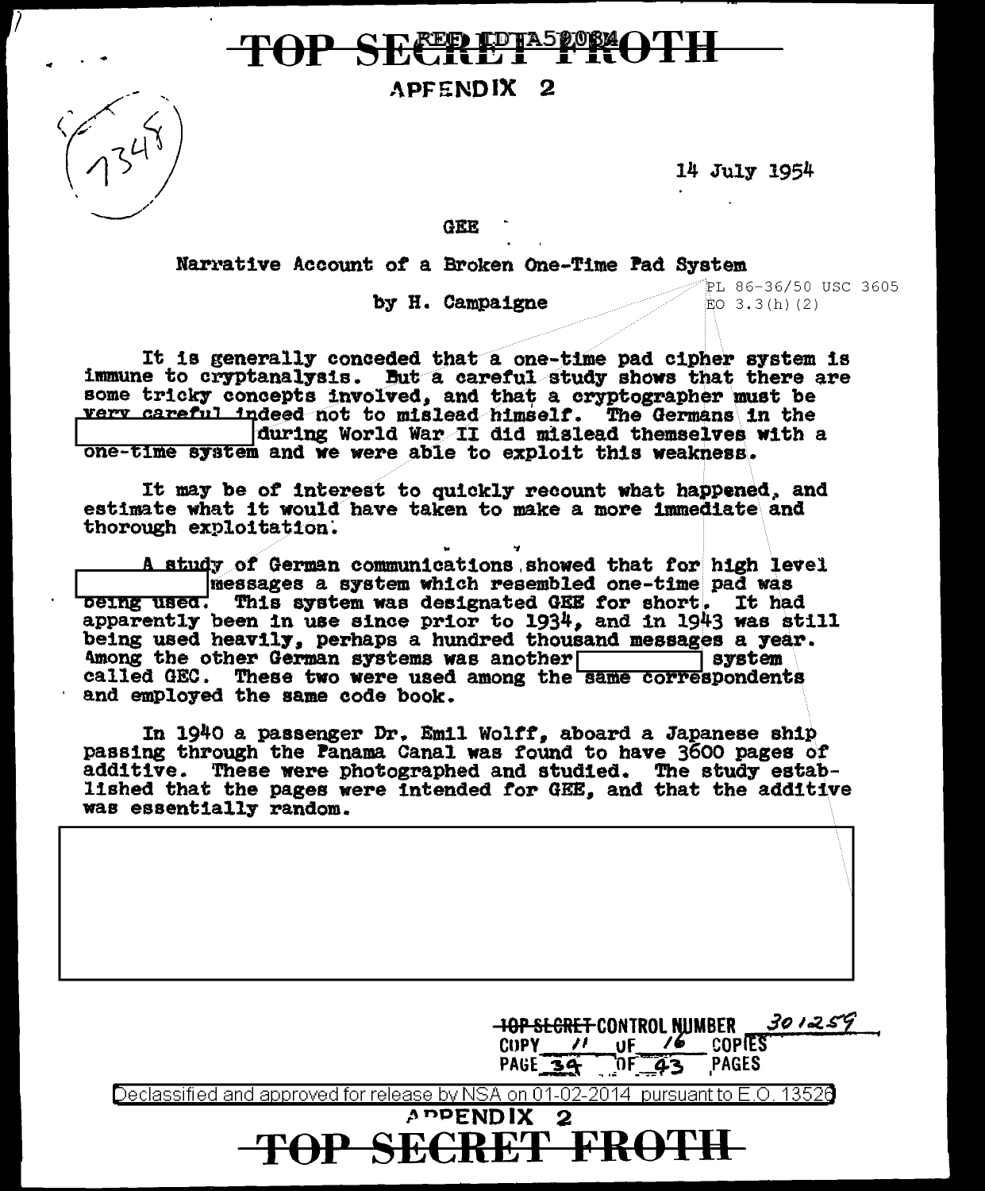TOP SECRET FROTH

APPENDIX 2

14 July 1954

GEE

Narrative Account of a Broken One-Time Pad System

by H. Campaigne

PL 86-36/50 USC 3605
EO 3.3(h)(2)

It is generally conceded that a one-time pad cipher system is immune to cryptanalysis. But a careful study shows that there are some tricky concepts involved, and that a cryptographer must be very careful indeed not to mislead himself. The Germans in the [redacted] during World War II did mislead themselves with a one-time system and we were able to exploit this weakness.

It may be of interest to quickly recount what happened, and estimate what it would have taken to make a more immediate and thorough exploitation.

A study of German communications showed that for high level [redacted] messages a system which resembled one-time pad was being used. This system was designated GEE for short. It had apparently been in use since prior to 1934, and in 1943 was still being used heavily, perhaps a hundred thousand messages a year. Among the other German systems was another [redacted] system called GEC. These two were used among the same correspondents and employed the same code book.

In 1940 a passenger Dr. Emil Wolff, aboard a Japanese ship passing through the Panama Canal was found to have 3600 pages of additive. These were photographed and studied. The study established that the pages were intended for GEE, and that the additive was essentially random.

[redacted]

TOP SECRET CONTROL NUMBER 301259
COPY 11 OF 16 COPIES
PAGE 39 OF 43 PAGES

Declassified and approved for release by NSA on 01-02-2014 pursuant to E.O. 13526

APPENDIX 2

TOP SECRET FROTH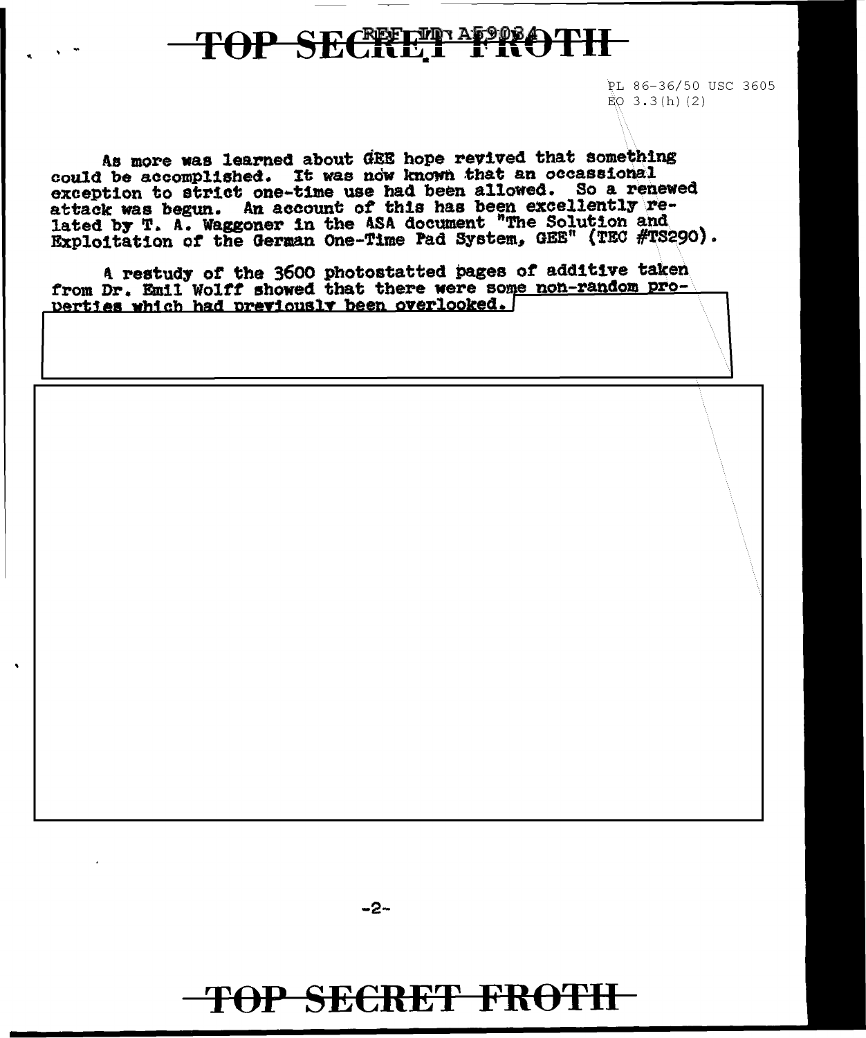PL 86-36/50 USC 3605
EO 3.3(h)(2)

As more was learned about GEE hope revived that something could be accomplished. It was now known that an occassional exception to strict one-time use had been allowed. So a renewed attack was begun. An account of this has been excellently related by T. A. Waggoner in the ASA document "The Solution and Exploitation of the German One-Time Pad System, GEE" (TEC #TS290).

A restudy of the 3600 photostatted pages of additive taken from Dr. Emil Wolff showed that there were some non-random properties which had previously been overlooked.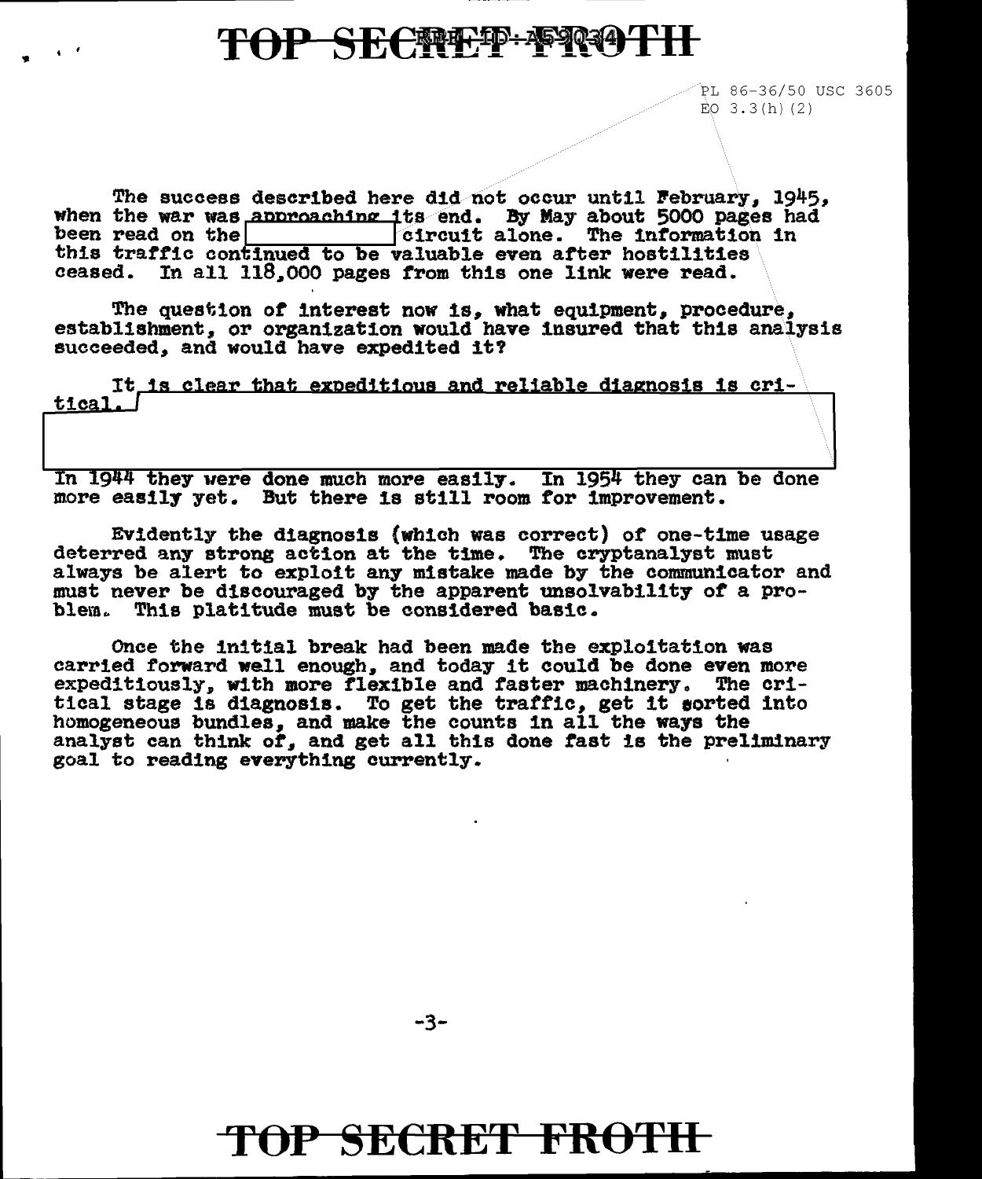PL 86-36/50 USC 3605
EO 3.3(h)(2)

The success described here did not occur until February, 1945, when the war was approaching its end. By May about 5000 pages had been read on the [redacted] circuit alone. The information in this traffic continued to be valuable even after hostilities ceased. In all 118,000 pages from this one link were read.

The question of interest now is, what equipment, procedure, establishment, or organization would have insured that this analysis succeeded, and would have expedited it?

It is clear that expeditious and reliable diagnosis is critical. [redacted]

In 1944 they were done much more easily. In 1954 they can be done more easily yet. But there is still room for improvement.

Evidently the diagnosis (which was correct) of one-time usage deterred any strong action at the time. The cryptanalyst must always be alert to exploit any mistake made by the communicator and must never be discouraged by the apparent unsolvability of a problem. This platitude must be considered basic.

Once the initial break had been made the exploitation was carried forward well enough, and today it could be done even more expeditiously, with more flexible and faster machinery. The critical stage is diagnosis. To get the traffic, get it sorted into homogeneous bundles, and make the counts in all the ways the analyst can think of, and get all this done fast is the preliminary goal to reading everything currently.